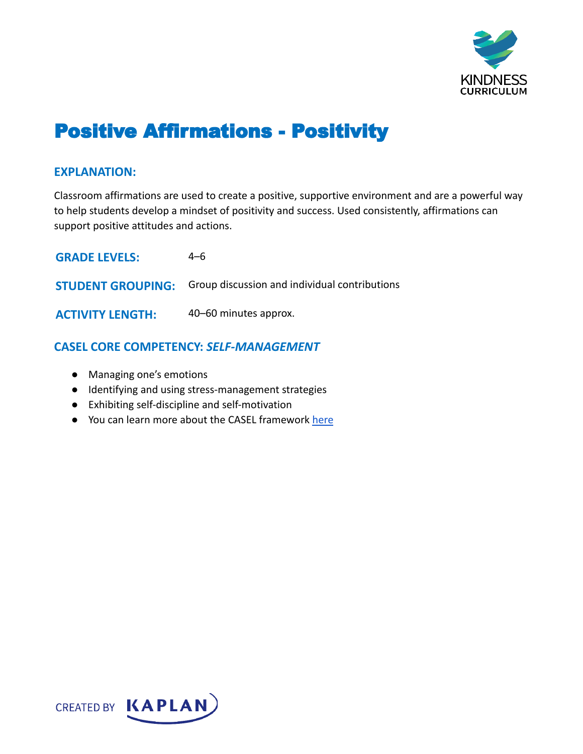# Positive Affirmations - Positivity

## EXPLANATION:

Classroom affirmations are used to create a positive, supportive environment and are a powerful way to help students develop a mindset of positivity and success. Used consistently, affirmations can support positive attitudes and actions.

**GRADE LEVELS:** 4–6

**STUDENT GROUPING:** Group discussion and individual contributions

**ACTIVITY LENGTH:** 40–60 minutes approx.

## CASEL CORE COMPETENCY: *SELF-MANAGEMENT*

- Managing one's emotions
- Identifying and using stress-management strategies
- Exhibiting self-discipline and self-motivation
- You can learn more about the CASEL framework here

CREATED BY KAPLAN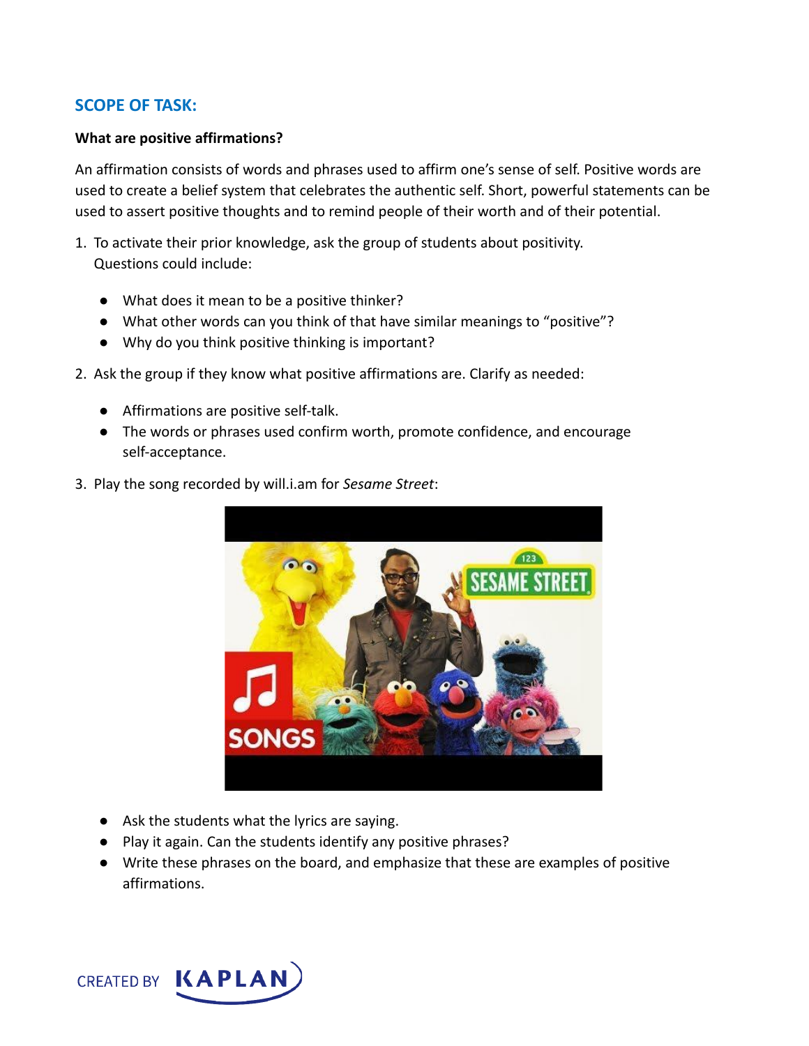## SCOPE OF TASK:

**What are positive affirmations?**

An affirmation consists of words and phrases used to affirm one's sense of self. Positive words are used to create a belief system that celebrates the authentic self. Short, powerful statements can be used to assert positive thoughts and to remind people of their worth and of their potential.

1. To activate their prior knowledge, ask the group of students about positivity. Questions could include:

   - What does it mean to be a positive thinker?
   - What other words can you think of that have similar meanings to "positive"?
   - Why do you think positive thinking is important?

2. Ask the group if they know what positive affirmations are. Clarify as needed:

   - Affirmations are positive self-talk.
   - The words or phrases used confirm worth, promote confidence, and encourage self-acceptance.

3. Play the song recorded by will.i.am for *Sesame Street*:

   - Ask the students what the lyrics are saying.
   - Play it again. Can the students identify any positive phrases?
   - Write these phrases on the board, and emphasize that these are examples of positive affirmations.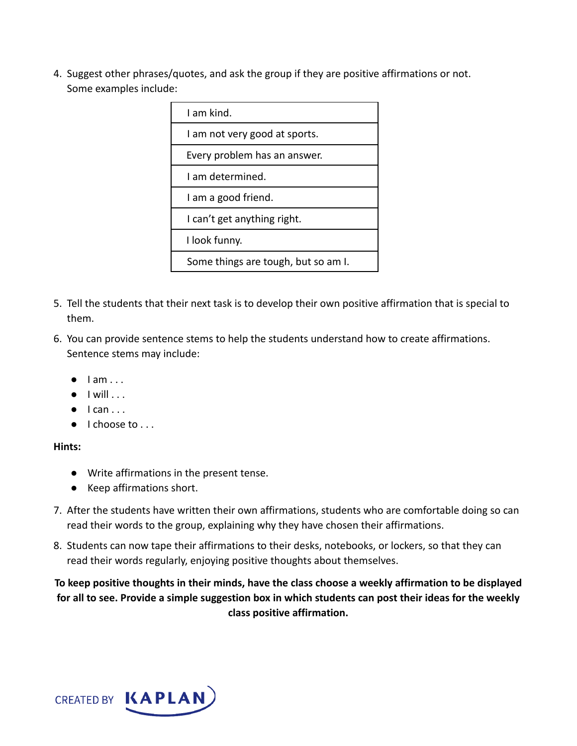4. Suggest other phrases/quotes, and ask the group if they are positive affirmations or not. Some examples include:

| I am kind. |
|---|
| I am not very good at sports. |
| Every problem has an answer. |
| I am determined. |
| I am a good friend. |
| I can't get anything right. |
| I look funny. |
| Some things are tough, but so am I. |

5. Tell the students that their next task is to develop their own positive affirmation that is special to them.
6. You can provide sentence stems to help the students understand how to create affirmations. Sentence stems may include:
   - I am . . .
   - I will . . .
   - I can . . .
   - I choose to . . .

**Hints:**

- Write affirmations in the present tense.
- Keep affirmations short.

7. After the students have written their own affirmations, students who are comfortable doing so can read their words to the group, explaining why they have chosen their affirmations.
8. Students can now tape their affirmations to their desks, notebooks, or lockers, so that they can read their words regularly, enjoying positive thoughts about themselves.

**To keep positive thoughts in their minds, have the class choose a weekly affirmation to be displayed for all to see. Provide a simple suggestion box in which students can post their ideas for the weekly class positive affirmation.**

CREATED BY KAPLAN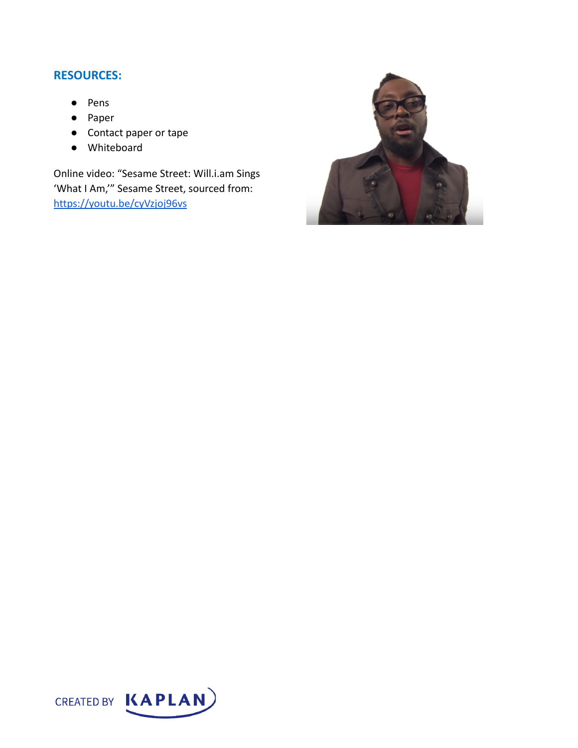## RESOURCES:

- Pens
- Paper
- Contact paper or tape
- Whiteboard

Online video: "Sesame Street: Will.i.am Sings 'What I Am,'" Sesame Street, sourced from: [https://youtu.be/cyVzjoj96vs](https://youtu.be/cyVzjoj96vs)

CREATED BY KAPLAN